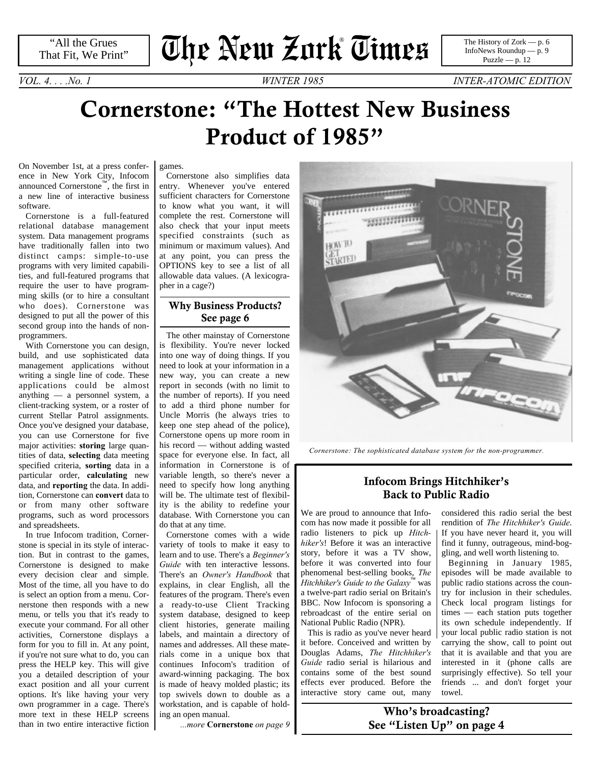"All the Grues That Fit, We Print"

# The New Zork® Times

The History of Zork — p. 6
InfoNews Roundup — p. 9
Puzzle — p. 12

*VOL. 4. . . .No. 1* *WINTER 1985* *INTER-ATOMIC EDITION*

# Cornerstone: "The Hottest New Business Product of 1985"

On November 1st, at a press conference in New York City, Infocom announced Cornerstone™, the first in a new line of interactive business software.

Cornerstone is a full-featured relational database management system. Data management programs have traditionally fallen into two distinct camps: simple-to-use programs with very limited capabilities, and full-featured programs that require the user to have programming skills (or to hire a consultant who does). Cornerstone was designed to put all the power of this second group into the hands of non-programmers.

With Cornerstone you can design, build, and use sophisticated data management applications without writing a single line of code. These applications could be almost anything — a personnel system, a client-tracking system, or a roster of current Stellar Patrol assignments. Once you've designed your database, you can use Cornerstone for five major activities: **storing** large quantities of data, **selecting** data meeting specified criteria, **sorting** data in a particular order, **calculating** new data, and **reporting** the data. In addition, Cornerstone can **convert** data to or from many other software programs, such as word processors and spreadsheets.

In true Infocom tradition, Cornerstone is special in its style of interaction. But in contrast to the games, Cornerstone is designed to make every decision clear and simple. Most of the time, all you have to do is select an option from a menu. Cornerstone then responds with a new menu, or tells you that it's ready to execute your command. For all other activities, Cornerstone displays a form for you to fill in. At any point, if you're not sure what to do, you can press the HELP key. This will give you a detailed description of your exact position and all your current options. It's like having your very own programmer in a cage. There's more text in these HELP screens than in two entire interactive fiction games.

Cornerstone also simplifies data entry. Whenever you've entered sufficient characters for Cornerstone to know what you want, it will complete the rest. Cornerstone will also check that your input meets specified constraints (such as minimum or maximum values). And at any point, you can press the OPTIONS key to see a list of all allowable data values. (A lexicographer in a cage?)

### Why Business Products? See page 6

The other mainstay of Cornerstone is flexibility. You're never locked into one way of doing things. If you need to look at your information in a new way, you can create a new report in seconds (with no limit to the number of reports). If you need to add a third phone number for Uncle Morris (he always tries to keep one step ahead of the police), Cornerstone opens up more room in his record — without adding wasted space for everyone else. In fact, all information in Cornerstone is of variable length, so there's never a need to specify how long anything will be. The ultimate test of flexibility is the ability to redefine your database. With Cornerstone you can do that at any time.

Cornerstone comes with a wide variety of tools to make it easy to learn and to use. There's a *Beginner's Guide* with ten interactive lessons. There's an *Owner's Handbook* that explains, in clear English, all the features of the program. There's even a ready-to-use Client Tracking system database, designed to keep client histories, generate mailing labels, and maintain a directory of names and addresses. All these materials come in a unique box that continues Infocom's tradition of award-winning packaging. The box is made of heavy molded plastic; its top swivels down to double as a workstation, and is capable of holding an open manual.

*...more* **Cornerstone** *on page 9*

*Cornerstone: The sophisticated database system for the non-programmer.*

## Infocom Brings Hitchhiker's Back to Public Radio

We are proud to announce that Infocom has now made it possible for all radio listeners to pick up *Hitchhiker's*! Before it was an interactive story, before it was a TV show, before it was converted into four phenomenal best-selling books, *The Hitchhiker's Guide to the Galaxy*™ was a twelve-part radio serial on Britain's BBC. Now Infocom is sponsoring a rebroadcast of the entire serial on National Public Radio (NPR).

This is radio as you've never heard it before. Conceived and written by Douglas Adams, *The Hitchhiker's Guide* radio serial is hilarious and contains some of the best sound effects ever produced. Before the interactive story came out, many considered this radio serial the best rendition of *The Hitchhiker's Guide*. If you have never heard it, you will find it funny, outrageous, mind-boggling, and well worth listening to.

Beginning in January 1985, episodes will be made available to public radio stations across the country for inclusion in their schedules. Check local program listings for times — each station puts together its own schedule independently. If your local public radio station is not carrying the show, call to point out that it is available and that you are interested in it (phone calls are surprisingly effective). So tell your friends ... and don't forget your towel.

### Who's broadcasting? See "Listen Up" on page 4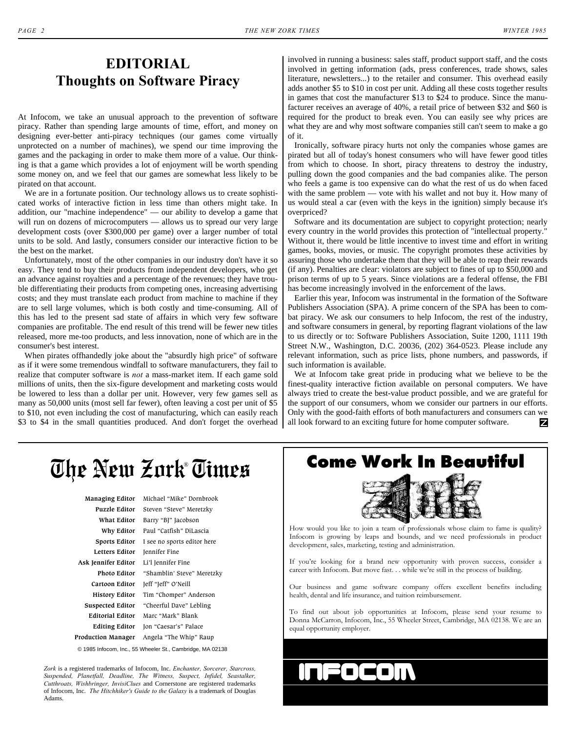# EDITORIAL
## Thoughts on Software Piracy

At Infocom, we take an unusual approach to the prevention of software piracy. Rather than spending large amounts of time, effort, and money on designing ever-better anti-piracy techniques (our games come virtually unprotected on a number of machines), we spend our time improving the games and the packaging in order to make them more of a value. Our thinking is that a game which provides a lot of enjoyment will be worth spending some money on, and we feel that our games are somewhat less likely to be pirated on that account.

We are in a fortunate position. Our technology allows us to create sophisticated works of interactive fiction in less time than others might take. In addition, our "machine independence" — our ability to develop a game that will run on dozens of microcomputers — allows us to spread our very large development costs (over $300,000 per game) over a larger number of total units to be sold. And lastly, consumers consider our interactive fiction to be the best on the market.

Unfortunately, most of the other companies in our industry don't have it so easy. They tend to buy their products from independent developers, who get an advance against royalties and a percentage of the revenues; they have trouble differentiating their products from competing ones, increasing advertising costs; and they must translate each product from machine to machine if they are to sell large volumes, which is both costly and time-consuming. All of this has led to the present sad state of affairs in which very few software companies are profitable. The end result of this trend will be fewer new titles released, more me-too products, and less innovation, none of which are in the consumer's best interest.

When pirates offhandedly joke about the "absurdly high price" of software as if it were some tremendous windfall to software manufacturers, they fail to realize that computer software is *not* a mass-market item. If each game sold millions of units, then the six-figure development and marketing costs would be lowered to less than a dollar per unit. However, very few games sell as many as 50,000 units (most sell far fewer), often leaving a cost per unit of $5 to $10, not even including the cost of manufacturing, which can easily reach $3 to $4 in the small quantities produced. And don't forget the overhead involved in running a business: sales staff, product support staff, and the costs involved in getting information (ads, press conferences, trade shows, sales literature, newsletters...) to the retailer and consumer. This overhead easily adds another $5 to $10 in cost per unit. Adding all these costs together results in games that cost the manufacturer $13 to $24 to produce. Since the manufacturer receives an average of 40%, a retail price of between $32 and $60 is required for the product to break even. You can easily see why prices are what they are and why most software companies still can't seem to make a go of it.

Ironically, software piracy hurts not only the companies whose games are pirated but all of today's honest consumers who will have fewer good titles from which to choose. In short, piracy threatens to destroy the industry, pulling down the good companies and the bad companies alike. The person who feels a game is too expensive can do what the rest of us do when faced with the same problem — vote with his wallet and not buy it. How many of us would steal a car (even with the keys in the ignition) simply because it's overpriced?

Software and its documentation are subject to copyright protection; nearly every country in the world provides this protection of "intellectual property." Without it, there would be little incentive to invest time and effort in writing games, books, movies, or music. The copyright promotes these activities by assuring those who undertake them that they will be able to reap their rewards (if any). Penalties are clear: violators are subject to fines of up to $50,000 and prison terms of up to 5 years. Since violations are a federal offense, the FBI has become increasingly involved in the enforcement of the laws.

Earlier this year, Infocom was instrumental in the formation of the Software Publishers Association (SPA). A prime concern of the SPA has been to combat piracy. We ask our consumers to help Infocom, the rest of the industry, and software consumers in general, by reporting flagrant violations of the law to us directly or to: Software Publishers Association, Suite 1200, 1111 19th Street N.W., Washington, D.C. 20036, (202) 364-0523. Please include any relevant information, such as price lists, phone numbers, and passwords, if such information is available.

We at Infocom take great pride in producing what we believe to be the finest-quality interactive fiction available on personal computers. We have always tried to create the best-value product possible, and we are grateful for the support of our consumers, whom we consider our partners in our efforts. Only with the good-faith efforts of both manufacturers and consumers can we all look forward to an exciting future for home computer software.

---

# The New Zork® Times

| | |
|---|---|
| **Managing Editor** | Michael "Mike" Dornbrook |
| **Puzzle Editor** | Steven "Steve" Meretzky |
| **What Editor** | Barry "BJ" Jacobson |
| **Why Editor** | Paul "Catfish" DiLascia |
| **Sports Editor** | I see no sports editor here |
| **Letters Editor** | Jennifer Fine |
| **Ask Jennifer Editor** | Li'l Jennifer Fine |
| **Photo Editor** | "Shamblin' Steve" Meretzky |
| **Cartoon Editor** | Jeff "Jeff" O'Neill |
| **History Editor** | Tim "Chomper" Anderson |
| **Suspected Editor** | "Cheerful Dave" Lebling |
| **Editorial Editor** | Marc "Mark" Blank |
| **Editing Editor** | Jon "Caesar's" Palace |
| **Production Manager** | Angela "The Whip" Raup |

© 1985 Infocom, Inc., 55 Wheeler St., Cambridge, MA 02138

*Zork* is a registered trademarks of Infocom, Inc. *Enchanter, Sorcerer, Starcross, Suspended, Planetfall, Deadline, The Witness, Suspect, Infidel, Seastalker, Cutthroats, Wishbringer, InvisiClues* and Cornerstone are registered trademarks of Infocom, Inc. *The Hitchhiker's Guide to the Galaxy* is a trademark of Douglas Adams.

---

# Come Work In Beautiful ZORK

How would you like to join a team of professionals whose claim to fame is quality? Infocom is growing by leaps and bounds, and we need professionals in product development, sales, marketing, testing and administration.

If you're looking for a brand new opportunity with proven success, consider a career with Infocom. But move fast. . . while we're still in the process of building.

Our business and game software company offers excellent benefits including health, dental and life insurance, and tuition reimbursement.

To find out about job opportunities at Infocom, please send your resume to Donna McCarron, Infocom, Inc., 55 Wheeler Street, Cambridge, MA 02138. We are an equal opportunity employer.

**INFOCOM**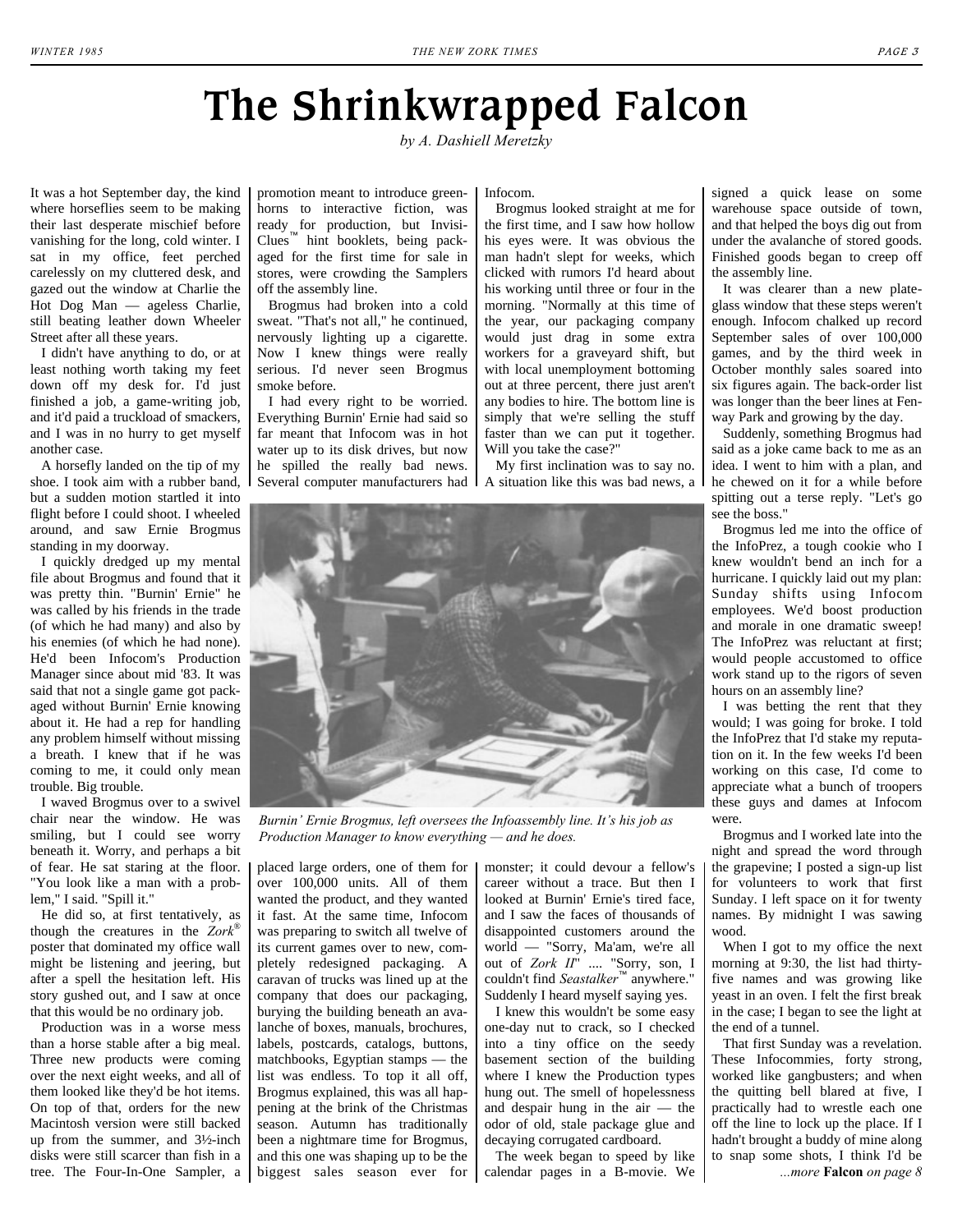# The Shrinkwrapped Falcon

*by A. Dashiell Meretzky*

It was a hot September day, the kind where horseflies seem to be making their last desperate mischief before vanishing for the long, cold winter. I sat in my office, feet perched carelessly on my cluttered desk, and gazed out the window at Charlie the Hot Dog Man — ageless Charlie, still beating leather down Wheeler Street after all these years.

I didn't have anything to do, or at least nothing worth taking my feet down off my desk for. I'd just finished a job, a game-writing job, and it'd paid a truckload of smackers, and I was in no hurry to get myself another case.

A horsefly landed on the tip of my shoe. I took aim with a rubber band, but a sudden motion startled it into flight before I could shoot. I wheeled around, and saw Ernie Brogmus standing in my doorway.

I quickly dredged up my mental file about Brogmus and found that it was pretty thin. "Burnin' Ernie" he was called by his friends in the trade (of which he had many) and also by his enemies (of which he had none). He'd been Infocom's Production Manager since about mid '83. It was said that not a single game got packaged without Burnin' Ernie knowing about it. He had a rep for handling any problem himself without missing a breath. I knew that if he was coming to me, it could only mean trouble. Big trouble.

I waved Brogmus over to a swivel chair near the window. He was smiling, but I could see worry beneath it. Worry, and perhaps a bit of fear. He sat staring at the floor. "You look like a man with a problem," I said. "Spill it."

He did so, at first tentatively, as though the creatures in the *Zork*® poster that dominated my office wall might be listening and jeering, but after a spell the hesitation left. His story gushed out, and I saw at once that this would be no ordinary job.

Production was in a worse mess than a horse stable after a big meal. Three new products were coming over the next eight weeks, and all of them looked like they'd be hot items. On top of that, orders for the new Macintosh version were still backed up from the summer, and 3½-inch disks were still scarcer than fish in a tree. The Four-In-One Sampler, a promotion meant to introduce greenhorns to interactive fiction, was ready for production, but InvisiClues™ hint booklets, being packaged for the first time for sale in stores, were crowding the Samplers off the assembly line.

Brogmus had broken into a cold sweat. "That's not all," he continued, nervously lighting up a cigarette. Now I knew things were really serious. I'd never seen Brogmus smoke before.

I had every right to be worried. Everything Burnin' Ernie had said so far meant that Infocom was in hot water up to its disk drives, but now he spilled the really bad news. Several computer manufacturers had placed large orders, one of them for over 100,000 units. All of them wanted the product, and they wanted it fast. At the same time, Infocom was preparing to switch all twelve of its current games over to new, completely redesigned packaging. A caravan of trucks was lined up at the company that does our packaging, burying the building beneath an avalanche of boxes, manuals, brochures, labels, postcards, catalogs, buttons, matchbooks, Egyptian stamps — the list was endless. To top it all off, Brogmus explained, this was all happening at the brink of the Christmas season. Autumn has traditionally been a nightmare time for Brogmus, and this one was shaping up to be the biggest sales season ever for Infocom.

Brogmus looked straight at me for the first time, and I saw how hollow his eyes were. It was obvious the man hadn't slept for weeks, which clicked with rumors I'd heard about his working until three or four in the morning. "Normally at this time of the year, our packaging company would just drag in some extra workers for a graveyard shift, but with local unemployment bottoming out at three percent, there just aren't any bodies to hire. The bottom line is simply that we're selling the stuff faster than we can put it together. Will you take the case?"

My first inclination was to say no. A situation like this was bad news, a monster; it could devour a fellow's career without a trace. But then I looked at Burnin' Ernie's tired face, and I saw the faces of thousands of disappointed customers around the world — "Sorry, Ma'am, we're all out of *Zork II*" .... "Sorry, son, I couldn't find *Seastalker*™ anywhere." Suddenly I heard myself saying yes.

*Burnin' Ernie Brogmus, left oversees the Infoassembly line. It's his job as Production Manager to know everything — and he does.*

I knew this wouldn't be some easy one-day nut to crack, so I checked into a tiny office on the seedy basement section of the building where I knew the Production types hung out. The smell of hopelessness and despair hung in the air — the odor of old, stale package glue and decaying corrugated cardboard.

The week began to speed by like calendar pages in a B-movie. We signed a quick lease on some warehouse space outside of town, and that helped the boys dig out from under the avalanche of stored goods. Finished goods began to creep off the assembly line.

It was clearer than a new plate-glass window that these steps weren't enough. Infocom chalked up record September sales of over 100,000 games, and by the third week in October monthly sales soared into six figures again. The back-order list was longer than the beer lines at Fenway Park and growing by the day.

Suddenly, something Brogmus had said as a joke came back to me as an idea. I went to him with a plan, and he chewed on it for a while before spitting out a terse reply. "Let's go see the boss."

Brogmus led me into the office of the InfoPrez, a tough cookie who I knew wouldn't bend an inch for a hurricane. I quickly laid out my plan: Sunday shifts using Infocom employees. We'd boost production and morale in one dramatic sweep! The InfoPrez was reluctant at first; would people accustomed to office work stand up to the rigors of seven hours on an assembly line?

I was betting the rent that they would; I was going for broke. I told the InfoPrez that I'd stake my reputation on it. In the few weeks I'd been working on this case, I'd come to appreciate what a bunch of troopers these guys and dames at Infocom were.

Brogmus and I worked late into the night and spread the word through the grapevine; I posted a sign-up list for volunteers to work that first Sunday. I left space on it for twenty names. By midnight I was sawing wood.

When I got to my office the next morning at 9:30, the list had thirty-five names and was growing like yeast in an oven. I felt the first break in the case; I began to see the light at the end of a tunnel.

That first Sunday was a revelation. These Infocommies, forty strong, worked like gangbusters; and when the quitting bell blared at five, I practically had to wrestle each one off the line to lock up the place. If I hadn't brought a buddy of mine along to snap some shots, I think I'd be

*...more* **Falcon** *on page 8*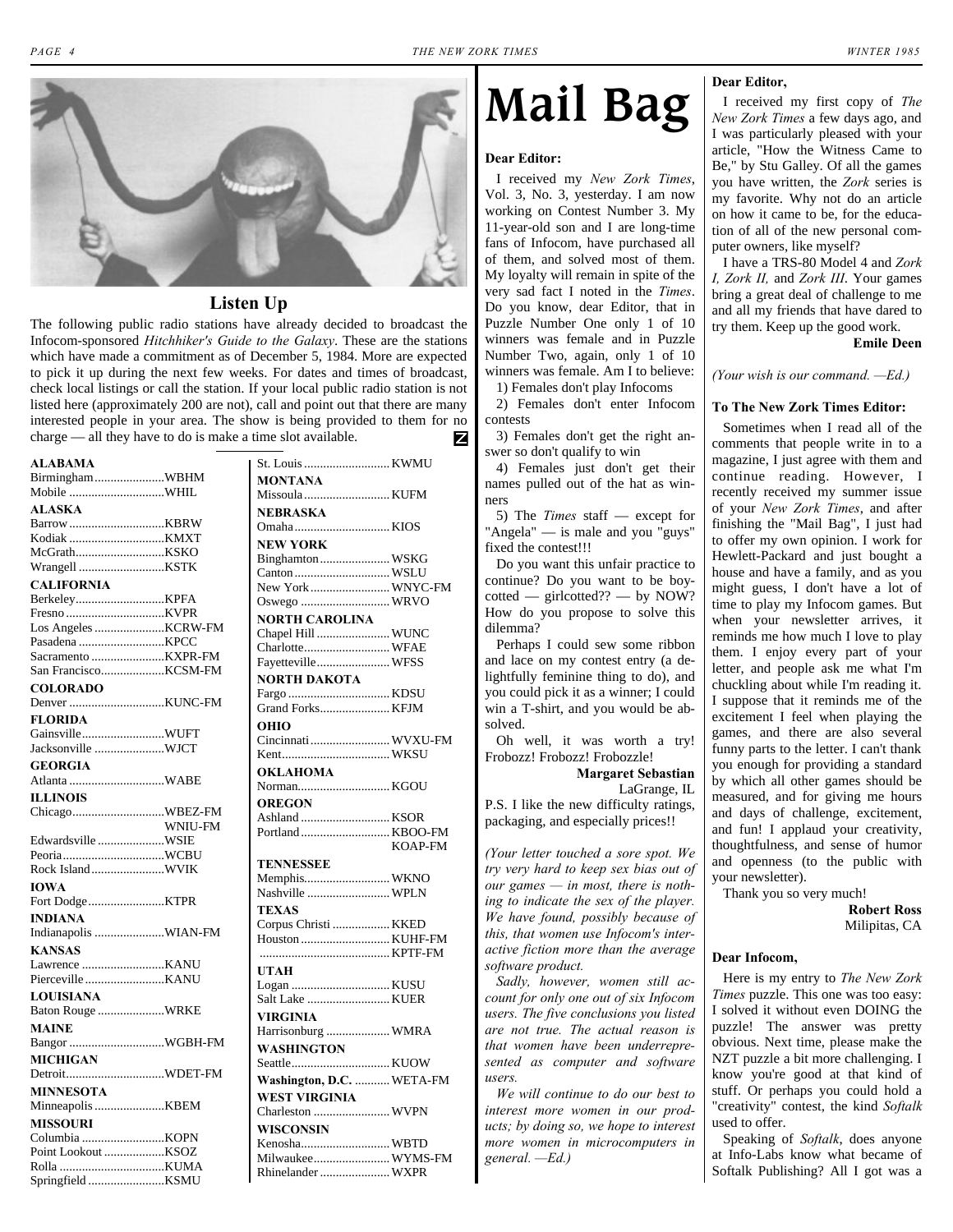## Listen Up

The following public radio stations have already decided to broadcast the Infocom-sponsored *Hitchhiker's Guide to the Galaxy*. These are the stations which have made a commitment as of December 5, 1984. More are expected to pick it up during the next few weeks. For dates and times of broadcast, check local listings or call the station. If your local public radio station is not listed here (approximately 200 are not), call and point out that there are many interested people in your area. The show is being provided to them for no charge — all they have to do is make a time slot available.

**ALABAMA**
Birmingham ..... WBHM
Mobile ..... WHIL

**ALASKA**
Barrow ..... KBRW
Kodiak ..... KMXT
McGrath ..... KSKO
Wrangell ..... KSTK

**CALIFORNIA**
Berkeley ..... KPFA
Fresno ..... KVPR
Los Angeles ..... KCRW-FM
Pasadena ..... KPCC
Sacramento ..... KXPR-FM
San Francisco ..... KCSM-FM

**COLORADO**
Denver ..... KUNC-FM

**FLORIDA**
Gainsville ..... WUFT
Jacksonville ..... WJCT

**GEORGIA**
Atlanta ..... WABE

**ILLINOIS**
Chicago ..... WBEZ-FM
WNIU-FM
Edwardsville ..... WSIE
Peoria ..... WCBU
Rock Island ..... WVIK

**IOWA**
Fort Dodge ..... KTPR

**INDIANA**
Indianapolis ..... WIAN-FM

**KANSAS**
Lawrence ..... KANU
Pierceville ..... KANU

**LOUISIANA**
Baton Rouge ..... WRKE

**MAINE**
Bangor ..... WGBH-FM

**MICHIGAN**
Detroit ..... WDET-FM

**MINNESOTA**
Minneapolis ..... KBEM

**MISSOURI**
Columbia ..... KOPN
Point Lookout ..... KSOZ
Rolla ..... KUMA
Springfield ..... KSMU
St. Louis ..... KWMU

**MONTANA**
Missoula ..... KUFM

**NEBRASKA**
Omaha ..... KIOS

**NEW YORK**
Binghamton ..... WSKG
Canton ..... WSLU
New York ..... WNYC-FM
Oswego ..... WRVO

**NORTH CAROLINA**
Chapel Hill ..... WUNC
Charlotte ..... WFAE
Fayetteville ..... WFSS

**NORTH DAKOTA**
Fargo ..... KDSU
Grand Forks ..... KFJM

**OHIO**
Cincinnati ..... WVXU-FM
Kent ..... WKSU

**OKLAHOMA**
Norman ..... KGOU

**OREGON**
Ashland ..... KSOR
Portland ..... KBOO-FM
KOAP-FM

**TENNESSEE**
Memphis ..... WKNO
Nashville ..... WPLN

**TEXAS**
Corpus Christi ..... KKED
Houston ..... KUHF-FM
..... KPTF-FM

**UTAH**
Logan ..... KUSU
Salt Lake ..... KUER

**VIRGINIA**
Harrisonburg ..... WMRA

**WASHINGTON**
Seattle ..... KUOW

**Washington, D.C.** ..... WETA-FM

**WEST VIRGINIA**
Charleston ..... WVPN

**WISCONSIN**
Kenosha ..... WBTD
Milwaukee ..... WYMS-FM
Rhinelander ..... WXPR

# Mail Bag

**Dear Editor:**

I received my *New Zork Times*, Vol. 3, No. 3, yesterday. I am now working on Contest Number 3. My 11-year-old son and I are long-time fans of Infocom, have purchased all of them, and solved most of them. My loyalty will remain in spite of the very sad fact I noted in the *Times*. Do you know, dear Editor, that in Puzzle Number One only 1 of 10 winners was female and in Puzzle Number Two, again, only 1 of 10 winners was female. Am I to believe:

1) Females don't play Infocoms
2) Females don't enter Infocom contests
3) Females don't get the right answer so don't qualify to win
4) Females just don't get their names pulled out of the hat as winners
5) The *Times* staff — except for "Angela" — is male and you "guys" fixed the contest!!!

Do you want this unfair practice to continue? Do you want to be boycotted — girlcotted?? — by NOW? How do you propose to solve this dilemma?

Perhaps I could sew some ribbon and lace on my contest entry (a delightfully feminine thing to do), and you could pick it as a winner; I could win a T-shirt, and you would be absolved.

Oh well, it was worth a try! Frobozz! Frobozz! Frobozzle!

**Margaret Sebastian**
LaGrange, IL

P.S. I like the new difficulty ratings, packaging, and especially prices!!

*(Your letter touched a sore spot. We try very hard to keep sex bias out of our games — in most, there is nothing to indicate the sex of the player. We have found, possibly because of this, that women use Infocom's interactive fiction more than the average software product.*

*Sadly, however, women still account for only one out of six Infocom users. The five conclusions you listed are not true. The actual reason is that women have been underrepresented as computer and software users.*

*We will continue to do our best to interest more women in our products; by doing so, we hope to interest more women in microcomputers in general. —Ed.)*

**Dear Editor,**

I received my first copy of *The New Zork Times* a few days ago, and I was particularly pleased with your article, "How the Witness Came to Be," by Stu Galley. Of all the games you have written, the *Zork* series is my favorite. Why not do an article on how it came to be, for the education of all of the new personal computer owners, like myself?

I have a TRS-80 Model 4 and *Zork I, Zork II,* and *Zork III*. Your games bring a great deal of challenge to me and all my friends that have dared to try them. Keep up the good work.

**Emile Deen**

*(Your wish is our command. —Ed.)*

**To The New Zork Times Editor:**

Sometimes when I read all of the comments that people write in to a magazine, I just agree with them and continue reading. However, I recently received my summer issue of your *New Zork Times*, and after finishing the "Mail Bag", I just had to offer my own opinion. I work for Hewlett-Packard and just bought a house and have a family, and as you might guess, I don't have a lot of time to play my Infocom games. But when your newsletter arrives, it reminds me how much I love to play them. I enjoy every part of your letter, and people ask me what I'm chuckling about while I'm reading it. I suppose that it reminds me of the excitement I feel when playing the games, and there are also several funny parts to the letter. I can't thank you enough for providing a standard by which all other games should be measured, and for giving me hours and days of challenge, excitement, and fun! I applaud your creativity, thoughtfulness, and sense of humor and openness (to the public with your newsletter).

Thank you so very much!

**Robert Ross**
Milpitas, CA

**Dear Infocom,**

Here is my entry to *The New Zork Times* puzzle. This one was too easy: I solved it without even DOING the puzzle! The answer was pretty obvious. Next time, please make the NZT puzzle a bit more challenging. I know you're good at that kind of stuff. Or perhaps you could hold a "creativity" contest, the kind *Softalk* used to offer.

Speaking of *Softalk*, does anyone at Info-Labs know what became of Softalk Publishing? All I got was a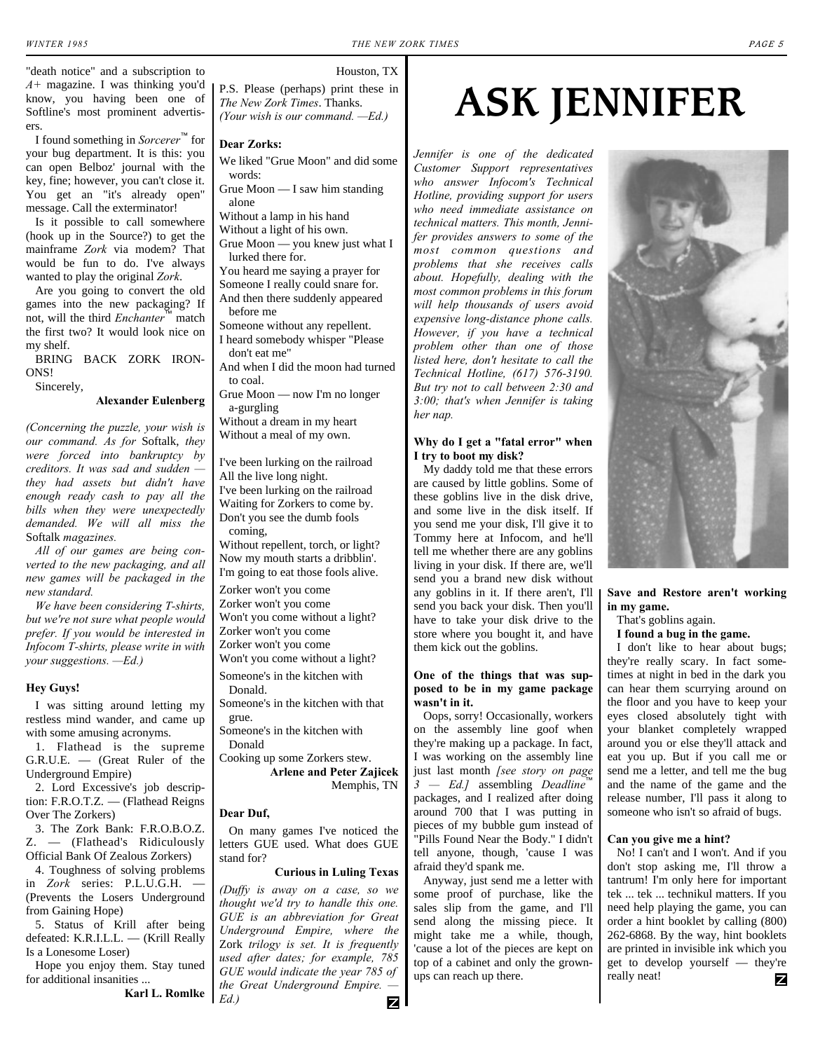"death notice" and a subscription to *A+* magazine. I was thinking you'd know, you having been one of Softline's most prominent advertisers.

I found something in *Sorcerer*™ for your bug department. It is this: you can open Belboz' journal with the key, fine; however, you can't close it. You get an "it's already open" message. Call the exterminator!

Is it possible to call somewhere (hook up in the Source?) to get the mainframe *Zork* via modem? That would be fun to do. I've always wanted to play the original *Zork*.

Are you going to convert the old games into the new packaging? If not, will the third *Enchanter*™ match the first two? It would look nice on my shelf.

BRING BACK ZORK IRONONS!

Sincerely,

**Alexander Eulenberg**

*(Concerning the puzzle, your wish is our command. As for* Softalk, *they were forced into bankruptcy by creditors. It was sad and sudden — they had assets but didn't have enough ready cash to pay all the bills when they were unexpectedly demanded. We will all miss the* Softalk *magazines.*

*All of our games are being converted to the new packaging, and all new games will be packaged in the new standard.*

*We have been considering T-shirts, but we're not sure what people would prefer. If you would be interested in Infocom T-shirts, please write in with your suggestions. —Ed.)*

**Hey Guys!**

I was sitting around letting my restless mind wander, and came up with some amusing acronyms.

1. Flathead is the supreme G.R.U.E. — (Great Ruler of the Underground Empire)
2. Lord Excessive's job description: F.R.O.T.Z. — (Flathead Reigns Over The Zorkers)
3. The Zork Bank: F.R.O.B.O.Z.Z. — (Flathead's Ridiculously Official Bank Of Zealous Zorkers)
4. Toughness of solving problems in *Zork* series: P.L.U.G.H. — (Prevents the Losers Underground from Gaining Hope)
5. Status of Krill after being defeated: K.R.I.L.L. — (Krill Really Is a Lonesome Loser)

Hope you enjoy them. Stay tuned for additional insanities ...

**Karl L. Romlke**

Houston, TX

P.S. Please (perhaps) print these in *The New Zork Times*. Thanks.
*(Your wish is our command. —Ed.)*

**Dear Zorks:**

We liked "Grue Moon" and did some words:

Grue Moon — I saw him standing alone
Without a lamp in his hand
Without a light of his own.
Grue Moon — you knew just what I lurked there for.
You heard me saying a prayer for
Someone I really could snare for.
And then there suddenly appeared before me
Someone without any repellent.
I heard somebody whisper "Please don't eat me"
And when I did the moon had turned to coal.
Grue Moon — now I'm no longer a-gurgling
Without a dream in my heart
Without a meal of my own.

I've been lurking on the railroad
All the live long night.
I've been lurking on the railroad
Waiting for Zorkers to come by.
Don't you see the dumb fools coming,
Without repellent, torch, or light?
Now my mouth starts a dribblin'.
I'm going to eat those fools alive.
Zorker won't you come
Zorker won't you come
Won't you come without a light?
Zorker won't you come
Zorker won't you come
Won't you come without a light?
Someone's in the kitchen with Donald.
Someone's in the kitchen with that grue.
Someone's in the kitchen with Donald
Cooking up some Zorkers stew.

**Arlene and Peter Zajicek**
Memphis, TN

**Dear Duf,**

On many games I've noticed the letters GUE used. What does GUE stand for?

**Curious in Luling Texas**

*(Duffy is away on a case, so we thought we'd try to handle this one. GUE is an abbreviation for Great Underground Empire, where the* Zork *trilogy is set. It is frequently used after dates; for example, 785 GUE would indicate the year 785 of the Great Underground Empire. —Ed.)*

# ASK JENNIFER

*Jennifer is one of the dedicated Customer Support representatives who answer Infocom's Technical Hotline, providing support for users who need immediate assistance on technical matters. This month, Jennifer provides answers to some of the most common questions and problems that she receives calls about. Hopefully, dealing with the most common problems in this forum will help thousands of users avoid expensive long-distance phone calls. However, if you have a technical problem other than one of those listed here, don't hesitate to call the Technical Hotline, (617) 576-3190. But try not to call between 2:30 and 3:00; that's when Jennifer is taking her nap.*

**Why do I get a "fatal error" when I try to boot my disk?**

My daddy told me that these errors are caused by little goblins. Some of these goblins live in the disk drive, and some live in the disk itself. If you send me your disk, I'll give it to Tommy here at Infocom, and he'll tell me whether there are any goblins living in your disk. If there are, we'll send you a brand new disk without any goblins in it. If there aren't, I'll send you back your disk. Then you'll have to take your disk drive to the store where you bought it, and have them kick out the goblins.

**One of the things that was supposed to be in my game package wasn't in it.**

Oops, sorry! Occasionally, workers on the assembly line goof when they're making up a package. In fact, I was working on the assembly line just last month *[see story on page 3 — Ed.]* assembling *Deadline*™ packages, and I realized after doing around 700 that I was putting in pieces of my bubble gum instead of "Pills Found Near the Body." I didn't tell anyone, though, 'cause I was afraid they'd spank me.

Anyway, just send me a letter with some proof of purchase, like the sales slip from the game, and I'll send along the missing piece. It might take me a while, though, 'cause a lot of the pieces are kept on top of a cabinet and only the grown-ups can reach up there.

**Save and Restore aren't working in my game.**

That's goblins again.

**I found a bug in the game.**

I don't like to hear about bugs; they're really scary. In fact sometimes at night in bed in the dark you can hear them scurrying around on the floor and you have to keep your eyes closed absolutely tight with your blanket completely wrapped around you or else they'll attack and eat you up. But if you call me or send me a letter, and tell me the bug and the name of the game and the release number, I'll pass it along to someone who isn't so afraid of bugs.

**Can you give me a hint?**

No! I can't and I won't. And if you don't stop asking me, I'll throw a tantrum! I'm only here for important tek ... tek ... technikul matters. If you need help playing the game, you can order a hint booklet by calling (800) 262-6868. By the way, hint booklets are printed in invisible ink which you get to develop yourself — they're really neat!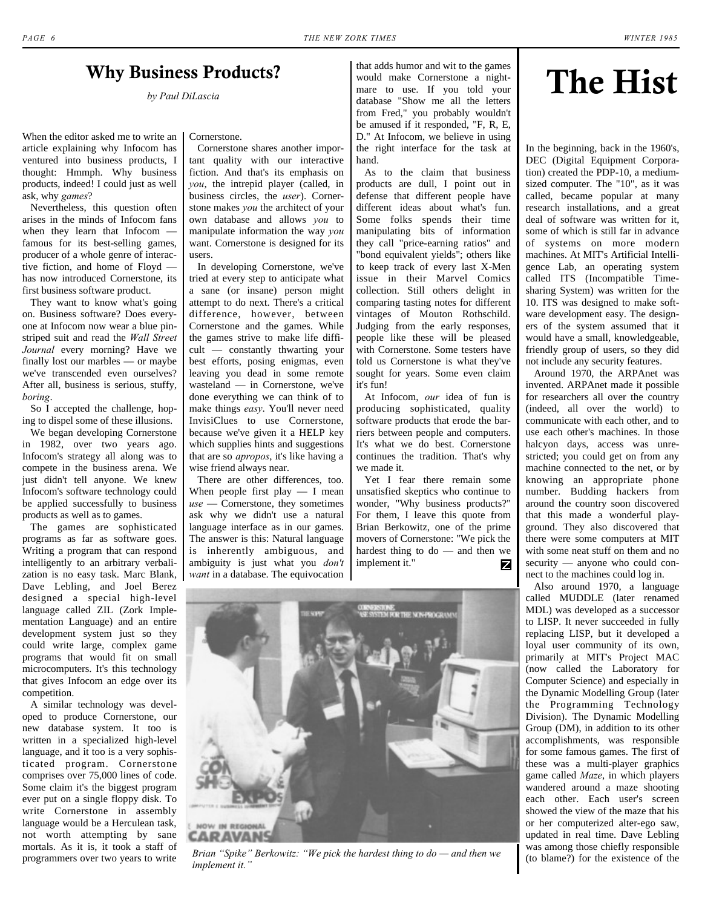## Why Business Products?

*by Paul DiLascia*

When the editor asked me to write an article explaining why Infocom has ventured into business products, I thought: Hmmph. Why business products, indeed! I could just as well ask, why *games*?

Nevertheless, this question often arises in the minds of Infocom fans when they learn that Infocom — famous for its best-selling games, producer of a whole genre of interactive fiction, and home of Floyd — has now introduced Cornerstone, its first business software product.

They want to know what's going on. Business software? Does everyone at Infocom now wear a blue pin-striped suit and read the *Wall Street Journal* every morning? Have we finally lost our marbles — or maybe we've transcended even ourselves? After all, business is serious, stuffy, *boring*.

So I accepted the challenge, hoping to dispel some of these illusions.

We began developing Cornerstone in 1982, over two years ago. Infocom's strategy all along was to compete in the business arena. We just didn't tell anyone. We knew Infocom's software technology could be applied successfully to business products as well as to games.

The games are sophisticated programs as far as software goes. Writing a program that can respond intelligently to an arbitrary verbalization is no easy task. Marc Blank, Dave Lebling, and Joel Berez designed a special high-level language called ZIL (Zork Implementation Language) and an entire development system just so they could write large, complex game programs that would fit on small microcomputers. It's this technology that gives Infocom an edge over its competition.

A similar technology was developed to produce Cornerstone, our new database system. It too is written in a specialized high-level language, and it too is a very sophisticated program. Cornerstone comprises over 75,000 lines of code. Some claim it's the biggest program ever put on a single floppy disk. To write Cornerstone in assembly language would be a Herculean task, not worth attempting by sane mortals. As it is, it took a staff of programmers over two years to write Cornerstone.

Cornerstone shares another important quality with our interactive fiction. And that's its emphasis on *you*, the intrepid player (called, in business circles, the *user*). Cornerstone makes *you* the architect of your own database and allows *you* to manipulate information the way *you* want. Cornerstone is designed for its users.

In developing Cornerstone, we've tried at every step to anticipate what a sane (or insane) person might attempt to do next. There's a critical difference, however, between Cornerstone and the games. While the games strive to make life difficult — constantly thwarting your best efforts, posing enigmas, even leaving you dead in some remote wasteland — in Cornerstone, we've done everything we can think of to make things *easy*. You'll never need InvisiClues to use Cornerstone, because we've given it a HELP key which supplies hints and suggestions that are so *apropos*, it's like having a wise friend always near.

There are other differences, too. When people first play — I mean *use* — Cornerstone, they sometimes ask why we didn't use a natural language interface as in our games. The answer is this: Natural language is inherently ambiguous, and ambiguity is just what you *don't want* in a database. The equivocation that adds humor and wit to the games would make Cornerstone a nightmare to use. If you told your database "Show me all the letters from Fred," you probably wouldn't be amused if it responded, "F, R, E, D." At Infocom, we believe in using the right interface for the task at hand.

As to the claim that business products are dull, I point out in defense that different people have different ideas about what's fun. Some folks spends their time manipulating bits of information they call "price-earning ratios" and "bond equivalent yields"; others like to keep track of every last X-Men issue in their Marvel Comics collection. Still others delight in comparing tasting notes for different vintages of Mouton Rothschild. Judging from the early responses, people like these will be pleased with Cornerstone. Some testers have told us Cornerstone is what they've sought for years. Some even claim it's fun!

At Infocom, *our* idea of fun is producing sophisticated, quality software products that erode the barriers between people and computers. It's what we do best. Cornerstone continues the tradition. That's why we made it.

Yet I fear there remain some unsatisfied skeptics who continue to wonder, "Why business products?" For them, I leave this quote from Brian Berkowitz, one of the prime movers of Cornerstone: "We pick the hardest thing to do — and then we implement it."

*Brian "Spike" Berkowitz: "We pick the hardest thing to do — and then we implement it."*

## The Hist

In the beginning, back in the 1960's, DEC (Digital Equipment Corporation) created the PDP-10, a medium-sized computer. The "10", as it was called, became popular at many research installations, and a great deal of software was written for it, some of which is still far in advance of systems on more modern machines. At MIT's Artificial Intelligence Lab, an operating system called ITS (Incompatible Time-sharing System) was written for the 10. ITS was designed to make software development easy. The designers of the system assumed that it would have a small, knowledgeable, friendly group of users, so they did not include any security features.

Around 1970, the ARPAnet was invented. ARPAnet made it possible for researchers all over the country (indeed, all over the world) to communicate with each other, and to use each other's machines. In those halcyon days, access was unrestricted; you could get on from any machine connected to the net, or by knowing an appropriate phone number. Budding hackers from around the country soon discovered that this made a wonderful playground. They also discovered that there were some computers at MIT with some neat stuff on them and no security — anyone who could connect to the machines could log in.

Also around 1970, a language called MUDDLE (later renamed MDL) was developed as a successor to LISP. It never succeeded in fully replacing LISP, but it developed a loyal user community of its own, primarily at MIT's Project MAC (now called the Laboratory for Computer Science) and especially in the Dynamic Modelling Group (later the Programming Technology Division). The Dynamic Modelling Group (DM), in addition to its other accomplishments, was responsible for some famous games. The first of these was a multi-player graphics game called *Maze*, in which players wandered around a maze shooting each other. Each user's screen showed the view of the maze that his or her computerized alter-ego saw, updated in real time. Dave Lebling was among those chiefly responsible (to blame?) for the existence of the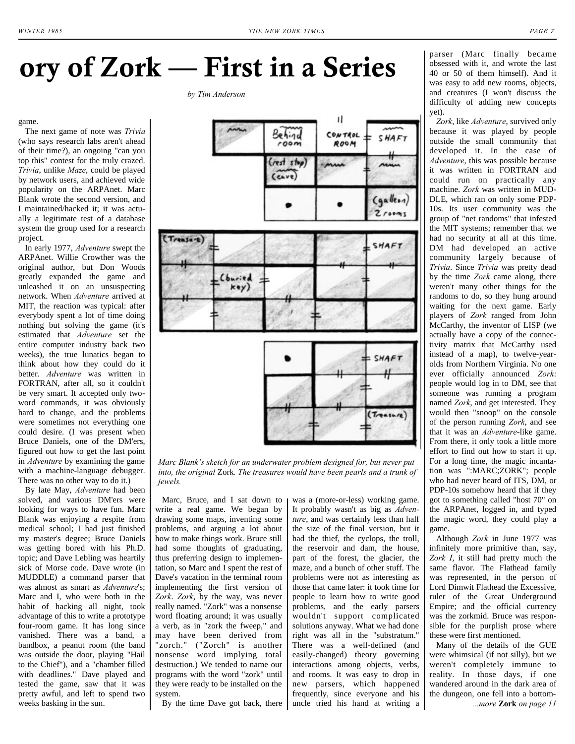# ory of Zork — First in a Series

*by Tim Anderson*

game.

The next game of note was *Trivia* (who says research labs aren't ahead of their time?), an ongoing "can you top this" contest for the truly crazed. *Trivia*, unlike *Maze*, could be played by network users, and achieved wide popularity on the ARPAnet. Marc Blank wrote the second version, and I maintained/hacked it; it was actually a legitimate test of a database system the group used for a research project.

In early 1977, *Adventure* swept the ARPAnet. Willie Crowther was the original author, but Don Woods greatly expanded the game and unleashed it on an unsuspecting network. When *Adventure* arrived at MIT, the reaction was typical: after everybody spent a lot of time doing nothing but solving the game (it's estimated that *Adventure* set the entire computer industry back two weeks), the true lunatics began to think about how they could do it better. *Adventure* was written in FORTRAN, after all, so it couldn't be very smart. It accepted only two-word commands, it was obviously hard to change, and the problems were sometimes not everything one could desire. (I was present when Bruce Daniels, one of the DM'ers, figured out how to get the last point in *Adventure* by examining the game with a machine-language debugger. There was no other way to do it.)

By late May, *Adventure* had been solved, and various DM'ers were looking for ways to have fun. Marc Blank was enjoying a respite from medical school; I had just finished my master's degree; Bruce Daniels was getting bored with his Ph.D. topic; and Dave Lebling was heartily sick of Morse code. Dave wrote (in MUDDLE) a command parser that was almost as smart as *Adventure*'s; Marc and I, who were both in the habit of hacking all night, took advantage of this to write a prototype four-room game. It has long since vanished. There was a band, a bandbox, a peanut room (the band was outside the door, playing "Hail to the Chief"), and a "chamber filled with deadlines." Dave played and tested the game, saw that it was pretty awful, and left to spend two weeks basking in the sun.

*Marc Blank's sketch for an underwater problem designed for, but never put into, the original* Zork*. The treasures would have been pearls and a trunk of jewels.*

Marc, Bruce, and I sat down to write a real game. We began by drawing some maps, inventing some problems, and arguing a lot about how to make things work. Bruce still had some thoughts of graduating, thus preferring design to implementation, so Marc and I spent the rest of Dave's vacation in the terminal room implementing the first version of *Zork*. *Zork*, by the way, was never really named. "Zork" was a nonsense word floating around; it was usually a verb, as in "zork the fweep," and may have been derived from "zorch." ("Zorch" is another nonsense word implying total destruction.) We tended to name our programs with the word "zork" until they were ready to be installed on the system.

By the time Dave got back, there was a (more-or-less) working game. It probably wasn't as big as *Adventure*, and was certainly less than half the size of the final version, but it had the thief, the cyclops, the troll, the reservoir and dam, the house, part of the forest, the glacier, the maze, and a bunch of other stuff. The problems were not as interesting as those that came later: it took time for people to learn how to write good problems, and the early parsers wouldn't support complicated solutions anyway. What we had done right was all in the "substratum." There was a well-defined (and easily-changed) theory governing interactions among objects, verbs, and rooms. It was easy to drop in new parsers, which happened frequently, since everyone and his uncle tried his hand at writing a parser (Marc finally became obsessed with it, and wrote the last 40 or 50 of them himself). And it was easy to add new rooms, objects, and creatures (I won't discuss the difficulty of adding new concepts yet).

*Zork*, like *Adventure*, survived only because it was played by people outside the small community that developed it. In the case of *Adventure*, this was possible because it was written in FORTRAN and could run on practically any machine. *Zork* was written in MUDDLE, which ran on only some PDP-10s. Its user community was the group of "net randoms" that infested the MIT systems; remember that we had no security at all at this time. DM had developed an active community largely because of *Trivia*. Since *Trivia* was pretty dead by the time *Zork* came along, there weren't many other things for the randoms to do, so they hung around waiting for the next game. Early players of *Zork* ranged from John McCarthy, the inventor of LISP (we actually have a copy of the connectivity matrix that McCarthy used instead of a map), to twelve-year-olds from Northern Virginia. No one ever officially announced *Zork*: people would log in to DM, see that someone was running a program named *Zork*, and get interested. They would then "snoop" on the console of the person running *Zork*, and see that it was an *Adventure*-like game. From there, it only took a little more effort to find out how to start it up. For a long time, the magic incantation was ":MARC;ZORK"; people who had never heard of ITS, DM, or PDP-10s somehow heard that if they got to something called "host 70" on the ARPAnet, logged in, and typed the magic word, they could play a game.

Although *Zork* in June 1977 was infinitely more primitive than, say, *Zork I*, it still had pretty much the same flavor. The Flathead family was represented, in the person of Lord Dimwit Flathead the Excessive, ruler of the Great Underground Empire; and the official currency was the zorkmid. Bruce was responsible for the purplish prose where these were first mentioned.

Many of the details of the GUE were whimsical (if not silly), but we weren't completely immune to reality. In those days, if one wandered around in the dark area of the dungeon, one fell into a bottom-

*...more* **Zork** *on page 11*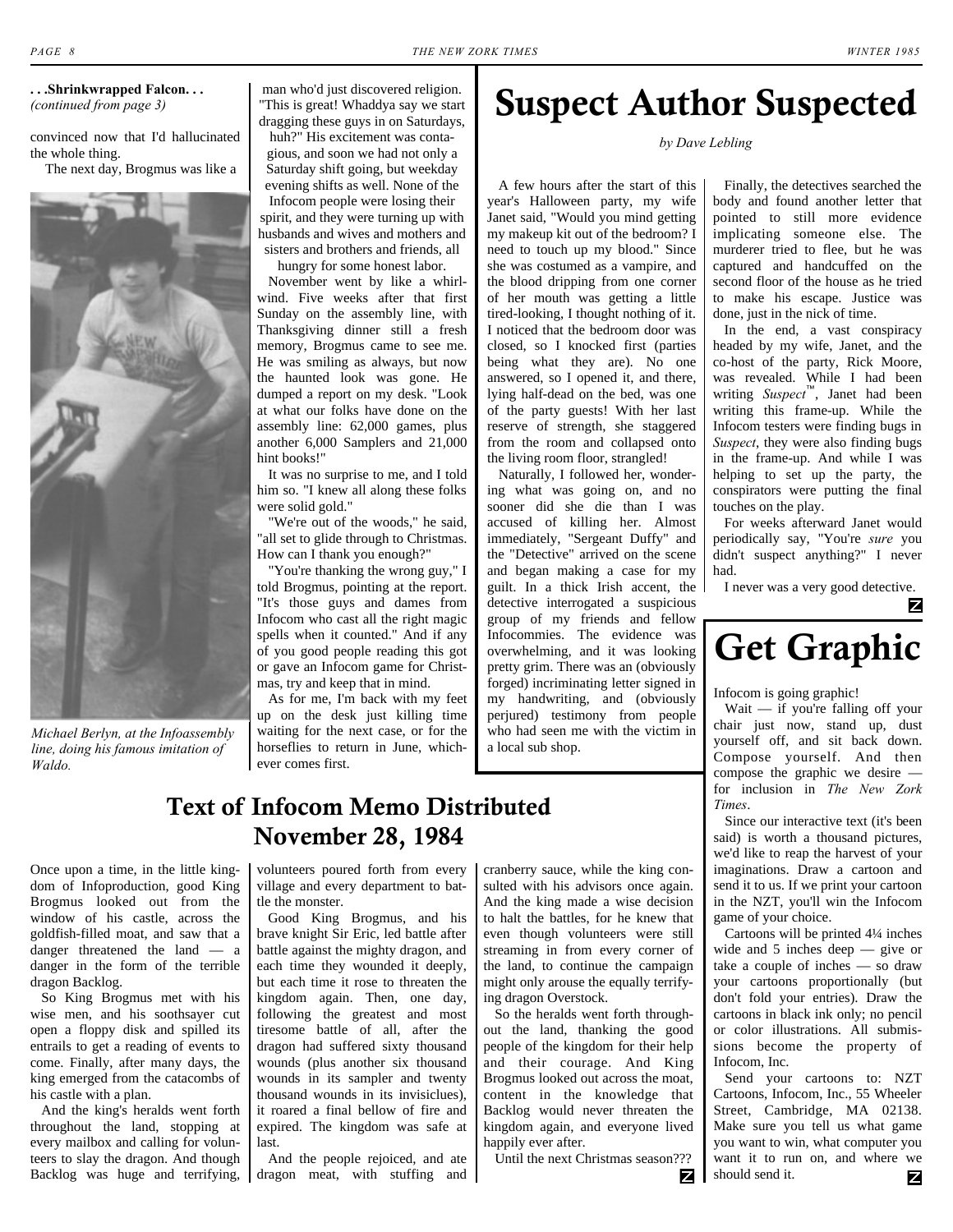**. . .Shrinkwrapped Falcon. . .**
*(continued from page 3)*

convinced now that I'd hallucinated the whole thing.

The next day, Brogmus was like a man who'd just discovered religion. "This is great! Whaddya say we start dragging these guys in on Saturdays, huh?" His excitement was contagious, and soon we had not only a Saturday shift going, but weekday evening shifts as well. None of the Infocom people were losing their spirit, and they were turning up with husbands and wives and mothers and sisters and brothers and friends, all hungry for some honest labor.

November went by like a whirlwind. Five weeks after that first Sunday on the assembly line, with Thanksgiving dinner still a fresh memory, Brogmus came to see me. He was smiling as always, but now the haunted look was gone. He dumped a report on my desk. "Look at what our folks have done on the assembly line: 62,000 games, plus another 6,000 Samplers and 21,000 hint books!"

It was no surprise to me, and I told him so. "I knew all along these folks were solid gold."

"We're out of the woods," he said, "all set to glide through to Christmas. How can I thank you enough?"

"You're thanking the wrong guy," I told Brogmus, pointing at the report. "It's those guys and dames from Infocom who cast all the right magic spells when it counted." And if any of you good people reading this got or gave an Infocom game for Christmas, try and keep that in mind.

As for me, I'm back with my feet up on the desk just killing time waiting for the next case, or for the horseflies to return in June, whichever comes first.

*Michael Berlyn, at the Infoassembly line, doing his famous imitation of Waldo.*

# Suspect Author Suspected

*by Dave Lebling*

A few hours after the start of this year's Halloween party, my wife Janet said, "Would you mind getting my makeup kit out of the bedroom? I need to touch up my blood." Since she was costumed as a vampire, and the blood dripping from one corner of her mouth was getting a little tired-looking, I thought nothing of it. I noticed that the bedroom door was closed, so I knocked first (parties being what they are). No one answered, so I opened it, and there, lying half-dead on the bed, was one of the party guests! With her last reserve of strength, she staggered from the room and collapsed onto the living room floor, strangled!

Naturally, I followed her, wondering what was going on, and no sooner did she die than I was accused of killing her. Almost immediately, "Sergeant Duffy" and the "Detective" arrived on the scene and began making a case for my guilt. In a thick Irish accent, the detective interrogated a suspicious group of my friends and fellow Infocommies. The evidence was overwhelming, and it was looking pretty grim. There was an (obviously forged) incriminating letter signed in my handwriting, and (obviously perjured) testimony from people who had seen me with the victim in a local sub shop.

Finally, the detectives searched the body and found another letter that pointed to still more evidence implicating someone else. The murderer tried to flee, but he was captured and handcuffed on the second floor of the house as he tried to make his escape. Justice was done, just in the nick of time.

In the end, a vast conspiracy headed by my wife, Janet, and the co-host of the party, Rick Moore, was revealed. While I had been writing *Suspect*™, Janet had been writing this frame-up. While the Infocom testers were finding bugs in *Suspect*, they were also finding bugs in the frame-up. And while I was helping to set up the party, the conspirators were putting the final touches on the play.

For weeks afterward Janet would periodically say, "You're *sure* you didn't suspect anything?" I never had.

I never was a very good detective.

# Text of Infocom Memo Distributed November 28, 1984

Once upon a time, in the little kingdom of Infoproduction, good King Brogmus looked out from the window of his castle, across the goldfish-filled moat, and saw that a danger threatened the land — a danger in the form of the terrible dragon Backlog.

So King Brogmus met with his wise men, and his soothsayer cut open a floppy disk and spilled its entrails to get a reading of events to come. Finally, after many days, the king emerged from the catacombs of his castle with a plan.

And the king's heralds went forth throughout the land, stopping at every mailbox and calling for volunteers to slay the dragon. And though Backlog was huge and terrifying, volunteers poured forth from every village and every department to battle the monster.

Good King Brogmus, and his brave knight Sir Eric, led battle after battle against the mighty dragon, and each time they wounded it deeply, but each time it rose to threaten the kingdom again. Then, one day, following the greatest and most tiresome battle of all, after the dragon had suffered sixty thousand wounds (plus another six thousand wounds in its sampler and twenty thousand wounds in its invisiclues), it roared a final bellow of fire and expired. The kingdom was safe at last.

And the people rejoiced, and ate dragon meat, with stuffing and cranberry sauce, while the king consulted with his advisors once again. And the king made a wise decision to halt the battles, for he knew that even though volunteers were still streaming in from every corner of the land, to continue the campaign might only arouse the equally terrifying dragon Overstock.

So the heralds went forth throughout the land, thanking the good people of the kingdom for their help and their courage. And King Brogmus looked out across the moat, content in the knowledge that Backlog would never threaten the kingdom again, and everyone lived happily ever after.

Until the next Christmas season???

# Get Graphic

Infocom is going graphic!

Wait — if you're falling off your chair just now, stand up, dust yourself off, and sit back down. Compose yourself. And then compose the graphic we desire — for inclusion in *The New Zork Times*.

Since our interactive text (it's been said) is worth a thousand pictures, we'd like to reap the harvest of your imaginations. Draw a cartoon and send it to us. If we print your cartoon in the NZT, you'll win the Infocom game of your choice.

Cartoons will be printed 4¼ inches wide and 5 inches deep — give or take a couple of inches — so draw your cartoons proportionally (but don't fold your entries). Draw the cartoons in black ink only; no pencil or color illustrations. All submissions become the property of Infocom, Inc.

Send your cartoons to: NZT Cartoons, Infocom, Inc., 55 Wheeler Street, Cambridge, MA 02138. Make sure you tell us what game you want to win, what computer you want it to run on, and where we should send it.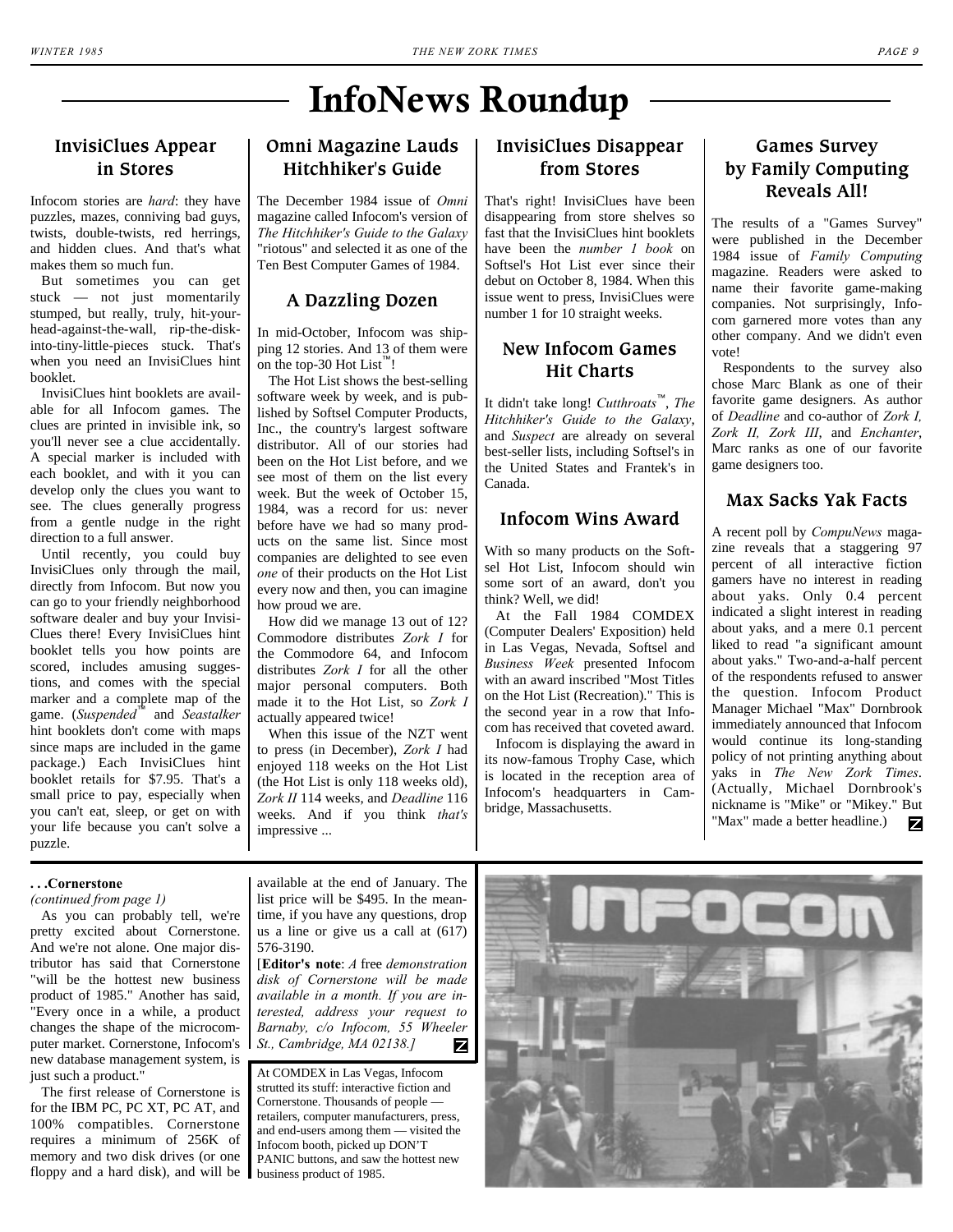# InfoNews Roundup

## InvisiClues Appear in Stores

Infocom stories are *hard*: they have puzzles, mazes, conniving bad guys, twists, double-twists, red herrings, and hidden clues. And that's what makes them so much fun.

But sometimes you can get stuck — not just momentarily stumped, but really, truly, hit-your-head-against-the-wall, rip-the-disk-into-tiny-little-pieces stuck. That's when you need an InvisiClues hint booklet.

InvisiClues hint booklets are available for all Infocom games. The clues are printed in invisible ink, so you'll never see a clue accidentally. A special marker is included with each booklet, and with it you can develop only the clues you want to see. The clues generally progress from a gentle nudge in the right direction to a full answer.

Until recently, you could buy InvisiClues only through the mail, directly from Infocom. But now you can go to your friendly neighborhood software dealer and buy your InvisiClues there! Every InvisiClues hint booklet tells you how points are scored, includes amusing suggestions, and comes with the special marker and a complete map of the game. (*Suspended*™ and *Seastalker* hint booklets don't come with maps since maps are included in the game package.) Each InvisiClues hint booklet retails for $7.95. That's a small price to pay, especially when you can't eat, sleep, or get on with your life because you can't solve a puzzle.

## Omni Magazine Lauds Hitchhiker's Guide

The December 1984 issue of *Omni* magazine called Infocom's version of *The Hitchhiker's Guide to the Galaxy* "riotous" and selected it as one of the Ten Best Computer Games of 1984.

## A Dazzling Dozen

In mid-October, Infocom was shipping 12 stories. And 13 of them were on the top-30 Hot List™!

The Hot List shows the best-selling software week by week, and is published by Softsel Computer Products, Inc., the country's largest software distributor. All of our stories had been on the Hot List before, and we see most of them on the list every week. But the week of October 15, 1984, was a record for us: never before have we had so many products on the same list. Since most companies are delighted to see even *one* of their products on the Hot List every now and then, you can imagine how proud we are.

How did we manage 13 out of 12? Commodore distributes *Zork I* for the Commodore 64, and Infocom distributes *Zork I* for all the other major personal computers. Both made it to the Hot List, so *Zork I* actually appeared twice!

When this issue of the NZT went to press (in December), *Zork I* had enjoyed 118 weeks on the Hot List (the Hot List is only 118 weeks old), *Zork II* 114 weeks, and *Deadline* 116 weeks. And if you think *that's* impressive ...

## InvisiClues Disappear from Stores

That's right! InvisiClues have been disappearing from store shelves so fast that the InvisiClues hint booklets have been the *number 1 book* on Softsel's Hot List ever since their debut on October 8, 1984. When this issue went to press, InvisiClues were number 1 for 10 straight weeks.

## New Infocom Games Hit Charts

It didn't take long! *Cutthroats*™, *The Hitchhiker's Guide to the Galaxy*, and *Suspect* are already on several best-seller lists, including Softsel's in the United States and Frantek's in Canada.

## Infocom Wins Award

With so many products on the Softsel Hot List, Infocom should win some sort of an award, don't you think? Well, we did!

At the Fall 1984 COMDEX (Computer Dealers' Exposition) held in Las Vegas, Nevada, Softsel and *Business Week* presented Infocom with an award inscribed "Most Titles on the Hot List (Recreation)." This is the second year in a row that Infocom has received that coveted award.

Infocom is displaying the award in its now-famous Trophy Case, which is located in the reception area of Infocom's headquarters in Cambridge, Massachusetts.

## Games Survey by Family Computing Reveals All!

The results of a "Games Survey" were published in the December 1984 issue of *Family Computing* magazine. Readers were asked to name their favorite game-making companies. Not surprisingly, Infocom garnered more votes than any other company. And we didn't even vote!

Respondents to the survey also chose Marc Blank as one of their favorite game designers. As author of *Deadline* and co-author of *Zork I, Zork II, Zork III*, and *Enchanter*, Marc ranks as one of our favorite game designers too.

## Max Sacks Yak Facts

A recent poll by *CompuNews* magazine reveals that a staggering 97 percent of all interactive fiction gamers have no interest in reading about yaks. Only 0.4 percent indicated a slight interest in reading about yaks, and a mere 0.1 percent liked to read "a significant amount about yaks." Two-and-a-half percent of the respondents refused to answer the question. Infocom Product Manager Michael "Max" Dornbrook immediately announced that Infocom would continue its long-standing policy of not printing anything about yaks in *The New Zork Times*. (Actually, Michael Dornbrook's nickname is "Mike" or "Mikey." But "Max" made a better headline.)

---

**. . .Cornerstone**
*(continued from page 1)*

As you can probably tell, we're pretty excited about Cornerstone. And we're not alone. One major distributor has said that Cornerstone "will be the hottest new business product of 1985." Another has said, "Every once in a while, a product changes the shape of the microcomputer market. Cornerstone, Infocom's new database management system, is just such a product."

The first release of Cornerstone is for the IBM PC, PC XT, PC AT, and 100% compatibles. Cornerstone requires a minimum of 256K of memory and two disk drives (or one floppy and a hard disk), and will be available at the end of January. The list price will be $495. In the meantime, if you have any questions, drop us a line or give us a call at (617) 576-3190.

[**Editor's note**: *A* free *demonstration disk of Cornerstone will be made available in a month. If you are interested, address your request to Barnaby, c/o Infocom, 55 Wheeler St., Cambridge, MA 02138.]*

At COMDEX in Las Vegas, Infocom strutted its stuff: interactive fiction and Cornerstone. Thousands of people — retailers, computer manufacturers, press, and end-users among them — visited the Infocom booth, picked up DON'T PANIC buttons, and saw the hottest new business product of 1985.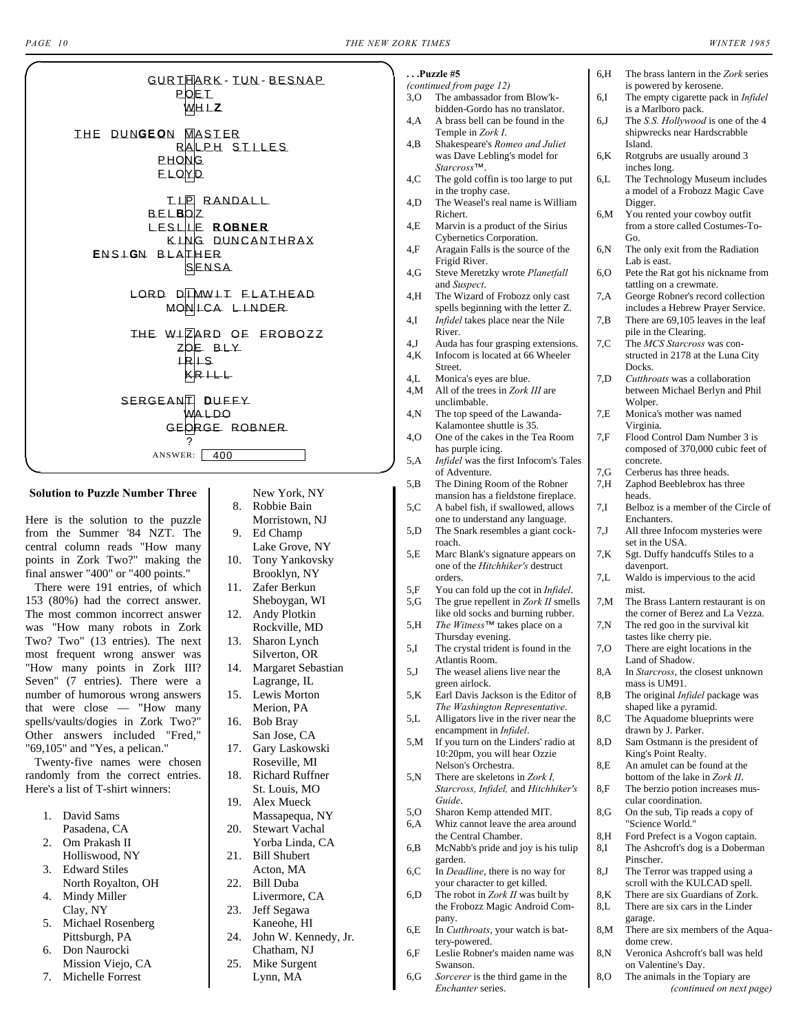GURTHARK - TUN - BESNAP
POET
WHIZ

THE DUNGEON MASTER
RALPH STILES
PHONG
FLOYD

TIP RANDALL
BELBOZ
LESLIE ROBNER
KING DUNCANTHRAX
ENSIGN BLATHER
SENSA

LORD DIMWIT FLATHEAD
MONICA LINDER

THE WIZARD OF FROBOZZ
ZOE BLY
IRIS
KRILL

SERGEANT DUFFY
WALDO
GEORGE ROBNER
?

ANSWER: 400

### Solution to Puzzle Number Three

Here is the solution to the puzzle from the Summer '84 NZT. The central column reads "How many points in Zork Two?" making the final answer "400" or "400 points."

There were 191 entries, of which 153 (80%) had the correct answer. The most common incorrect answer was "How many robots in Zork Two? Two" (13 entries). The next most frequent wrong answer was "How many points in Zork III? Seven" (7 entries). There were a number of humorous wrong answers that were close — "How many spells/vaults/dogies in Zork Two?" Other answers included "Fred," "69,105" and "Yes, a pelican."

Twenty-five names were chosen randomly from the correct entries. Here's a list of T-shirt winners:

1. David Sams
   Pasadena, CA
2. Om Prakash II
   Holliswood, NY
3. Edward Stiles
   North Royalton, OH
4. Mindy Miller
   Clay, NY
5. Michael Rosenberg
   Pittsburgh, PA
6. Don Naurocki
   Mission Viejo, CA
7. Michelle Forrest
   New York, NY
8. Robbie Bain
   Morristown, NJ
9. Ed Champ
   Lake Grove, NY
10. Tony Yankovsky
    Brooklyn, NY
11. Zafer Berkun
    Sheboygan, WI
12. Andy Plotkin
    Rockville, MD
13. Sharon Lynch
    Silverton, OR
14. Margaret Sebastian
    Lagrange, IL
15. Lewis Morton
    Merion, PA
16. Bob Bray
    San Jose, CA
17. Gary Laskowski
    Roseville, MI
18. Richard Ruffner
    St. Louis, MO
19. Alex Mueck
    Massapequa, NY
20. Stewart Vachal
    Yorba Linda, CA
21. Bill Shubert
    Acton, MA
22. Bill Duba
    Livermore, CA
23. Jeff Segawa
    Kaneohe, HI
24. John W. Kennedy, Jr.
    Chatham, NJ
25. Mike Surgent
    Lynn, MA

**. . .Puzzle #5**
*(continued from page 12)*

3,O The ambassador from Blow'k-bidden-Gordo has no translator.
4,A A brass bell can be found in the Temple in *Zork I*.
4,B Shakespeare's *Romeo and Juliet* was Dave Lebling's model for *Starcross*™.
4,C The gold coffin is too large to put in the trophy case.
4,D The Weasel's real name is William Richert.
4,E Marvin is a product of the Sirius Cybernetics Corporation.
4,F Aragain Falls is the source of the Frigid River.
4,G Steve Meretzky wrote *Planetfall* and *Suspect*.
4,H The Wizard of Frobozz only cast spells beginning with the letter Z.
4,I *Infidel* takes place near the Nile River.
4,J Auda has four grasping extensions.
4,K Infocom is located at 66 Wheeler Street.
4,L Monica's eyes are blue.
4,M All of the trees in *Zork III* are unclimbable.
4,N The top speed of the Lawanda-Kalamontee shuttle is 35.
4,O One of the cakes in the Tea Room has purple icing.
5,A *Infidel* was the first Infocom's Tales of Adventure.
5,B The Dining Room of the Robner mansion has a fieldstone fireplace.
5,C A babel fish, if swallowed, allows one to understand any language.
5,D The Snark resembles a giant cock-roach.
5,E Marc Blank's signature appears on one of the *Hitchhiker's* destruct orders.
5,F You can fold up the cot in *Infidel*.
5,G The grue repellent in *Zork II* smells like old socks and burning rubber.
5,H *The Witness*™ takes place on a Thursday evening.
5,I The crystal trident is found in the Atlantis Room.
5,J The weasel aliens live near the green airlock.
5,K Earl Davis Jackson is the Editor of *The Washington Representative*.
5,L Alligators live in the river near the encampment in *Infidel*.
5,M If you turn on the Linders' radio at 10:20pm, you will hear Ozzie Nelson's Orchestra.
5,N There are skeletons in *Zork I, Starcross, Infidel,* and *Hitchhiker's Guide*.
5,O Sharon Kemp attended MIT.
6,A Whiz cannot leave the area around the Central Chamber.
6,B McNabb's pride and joy is his tulip garden.
6,C In *Deadline*, there is no way for your character to get killed.
6,D The robot in *Zork II* was built by the Frobozz Magic Android Company.
6,E In *Cutthroats*, your watch is battery-powered.
6,F Leslie Robner's maiden name was Swanson.
6,G *Sorcerer* is the third game in the *Enchanter* series.
6,H The brass lantern in the *Zork* series is powered by kerosene.
6,I The empty cigarette pack in *Infidel* is a Marlboro pack.
6,J The *S.S. Hollywood* is one of the 4 shipwrecks near Hardscrabble Island.
6,K Rotgrubs are usually around 3 inches long.
6,L The Technology Museum includes a model of a Frobozz Magic Cave Digger.
6,M You rented your cowboy outfit from a store called Costumes-To-Go.
6,N The only exit from the Radiation Lab is east.
6,O Pete the Rat got his nickname from tattling on a crewmate.
7,A George Robner's record collection includes a Hebrew Prayer Service.
7,B There are 69,105 leaves in the leaf pile in the Clearing.
7,C The *MCS Starcross* was constructed in 2178 at the Luna City Docks.
7,D *Cutthroats* was a collaboration between Michael Berlyn and Phil Wolper.
7,E Monica's mother was named Virginia.
7,F Flood Control Dam Number 3 is composed of 370,000 cubic feet of concrete.
7,G Cerberus has three heads.
7,H Zaphod Beeblebrox has three heads.
7,I Belboz is a member of the Circle of Enchanters.
7,J All three Infocom mysteries were set in the USA.
7,K Sgt. Duffy handcuffs Stiles to a davenport.
7,L Waldo is impervious to the acid mist.
7,M The Brass Lantern restaurant is on the corner of Berez and La Vezza.
7,N The red goo in the survival kit tastes like cherry pie.
7,O There are eight locations in the Land of Shadow.
8,A In *Starcross*, the closest unknown mass is UM91.
8,B The original *Infidel* package was shaped like a pyramid.
8,C The Aquadome blueprints were drawn by J. Parker.
8,D Sam Ostmann is the president of King's Point Realty.
8,E An amulet can be found at the bottom of the lake in *Zork II*.
8,F The berzio potion increases muscular coordination.
8,G On the sub, Tip reads a copy of "Science World."
8,H Ford Prefect is a Vogon captain.
8,I The Ashcroft's dog is a Doberman Pinscher.
8,J The Terror was trapped using a scroll with the KULCAD spell.
8,K There are six Guardians of Zork.
8,L There are six cars in the Linder garage.
8,M There are six members of the Aquadome crew.
8,N Veronica Ashcroft's ball was held on Valentine's Day.
8,O The animals in the Topiary are
*(continued on next page)*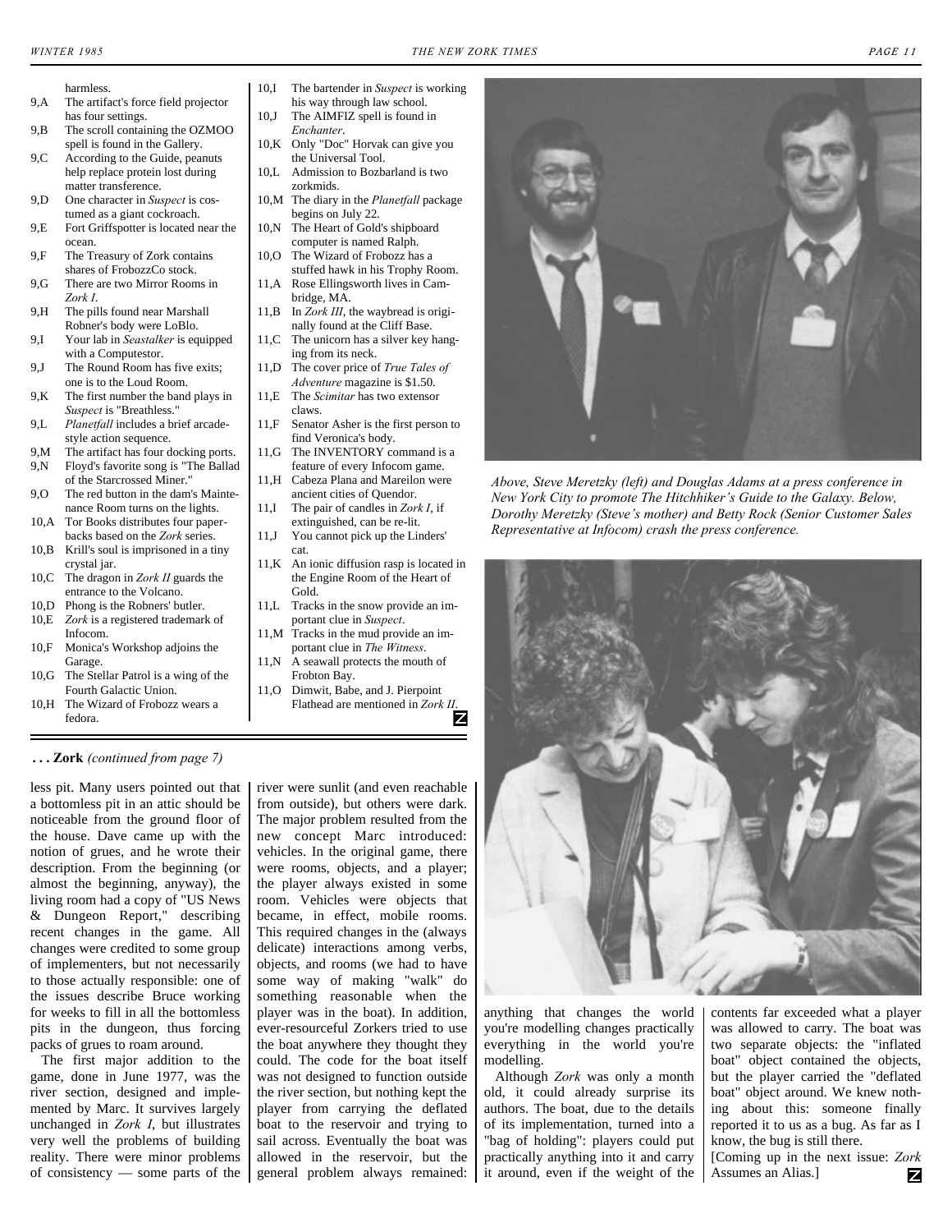harmless.

- 9,A The artifact's force field projector has four settings.
- 9,B The scroll containing the OZMOO spell is found in the Gallery.
- 9,C According to the Guide, peanuts help replace protein lost during matter transference.
- 9,D One character in *Suspect* is costumed as a giant cockroach.
- 9,E Fort Griffspotter is located near the ocean.
- 9,F The Treasury of Zork contains shares of FrobozzCo stock.
- 9,G There are two Mirror Rooms in *Zork I*.
- 9,H The pills found near Marshall Robner's body were LoBlo.
- 9,I Your lab in *Seastalker* is equipped with a Computestor.
- 9,J The Round Room has five exits; one is to the Loud Room.
- 9,K The first number the band plays in *Suspect* is "Breathless."
- 9,L *Planetfall* includes a brief arcade-style action sequence.
- 9,M The artifact has four docking ports.
- 9,N Floyd's favorite song is "The Ballad of the Starcrossed Miner."
- 9,O The red button in the dam's Maintenance Room turns on the lights.
- 10,A Tor Books distributes four paperbacks based on the *Zork* series.
- 10,B Krill's soul is imprisoned in a tiny crystal jar.
- 10,C The dragon in *Zork II* guards the entrance to the Volcano.
- 10,D Phong is the Robners' butler.
- 10,E *Zork* is a registered trademark of Infocom.
- 10,F Monica's Workshop adjoins the Garage.
- 10,G The Stellar Patrol is a wing of the Fourth Galactic Union.
- 10,H The Wizard of Frobozz wears a fedora.
- 10,I The bartender in *Suspect* is working his way through law school.
- 10,J The AIMFIZ spell is found in *Enchanter*.
- 10,K Only "Doc" Horvak can give you the Universal Tool.
- 10,L Admission to Bozbarland is two zorkmids.
- 10,M The diary in the *Planetfall* package begins on July 22.
- 10,N The Heart of Gold's shipboard computer is named Ralph.
- 10,O The Wizard of Frobozz has a stuffed hawk in his Trophy Room.
- 11,A Rose Ellingsworth lives in Cambridge, MA.
- 11,B In *Zork III*, the waybread is originally found at the Cliff Base.
- 11,C The unicorn has a silver key hanging from its neck.
- 11,D The cover price of *True Tales of Adventure* magazine is $1.50.
- 11,E The *Scimitar* has two extensor claws.
- 11,F Senator Asher is the first person to find Veronica's body.
- 11,G The INVENTORY command is a feature of every Infocom game.
- 11,H Cabeza Plana and Mareilon were ancient cities of Quendor.
- 11,I The pair of candles in *Zork I*, if extinguished, can be re-lit.
- 11,J You cannot pick up the Linders' cat.
- 11,K An ionic diffusion rasp is located in the Engine Room of the Heart of Gold.
- 11,L Tracks in the snow provide an important clue in *Suspect*.
- 11,M Tracks in the mud provide an important clue in *The Witness*.
- 11,N A seawall protects the mouth of Frobton Bay.
- 11,O Dimwit, Babe, and J. Pierpoint Flathead are mentioned in *Zork II*.

**. . . Zork** *(continued from page 7)*

less pit. Many users pointed out that a bottomless pit in an attic should be noticeable from the ground floor of the house. Dave came up with the notion of grues, and he wrote their description. From the beginning (or almost the beginning, anyway), the living room had a copy of "US News & Dungeon Report," describing recent changes in the game. All changes were credited to some group of implementers, but not necessarily to those actually responsible: one of the issues describe Bruce working for weeks to fill in all the bottomless pits in the dungeon, thus forcing packs of grues to roam around.

The first major addition to the game, done in June 1977, was the river section, designed and implemented by Marc. It survives largely unchanged in *Zork I*, but illustrates very well the problems of building reality. There were minor problems of consistency — some parts of the river were sunlit (and even reachable from outside), but others were dark. The major problem resulted from the new concept Marc introduced: vehicles. In the original game, there were rooms, objects, and a player; the player always existed in some room. Vehicles were objects that became, in effect, mobile rooms. This required changes in the (always delicate) interactions among verbs, objects, and rooms (we had to have some way of making "walk" do something reasonable when the player was in the boat). In addition, ever-resourceful Zorkers tried to use the boat anywhere they thought they could. The code for the boat itself was not designed to function outside the river section, but nothing kept the player from carrying the deflated boat to the reservoir and trying to sail across. Eventually the boat was allowed in the reservoir, but the general problem always remained: anything that changes the world you're modelling changes practically everything in the world you're modelling.

Although *Zork* was only a month old, it could already surprise its authors. The boat, due to the details of its implementation, turned into a "bag of holding": players could put practically anything into it and carry it around, even if the weight of the contents far exceeded what a player was allowed to carry. The boat was two separate objects: the "inflated boat" object contained the objects, but the player carried the "deflated boat" object around. We knew nothing about this: someone finally reported it to us as a bug. As far as I know, the bug is still there.

[Coming up in the next issue: *Zork* Assumes an Alias.]

*Above, Steve Meretzky (left) and Douglas Adams at a press conference in New York City to promote The Hitchhiker's Guide to the Galaxy. Below, Dorothy Meretzky (Steve's mother) and Betty Rock (Senior Customer Sales Representative at Infocom) crash the press conference.*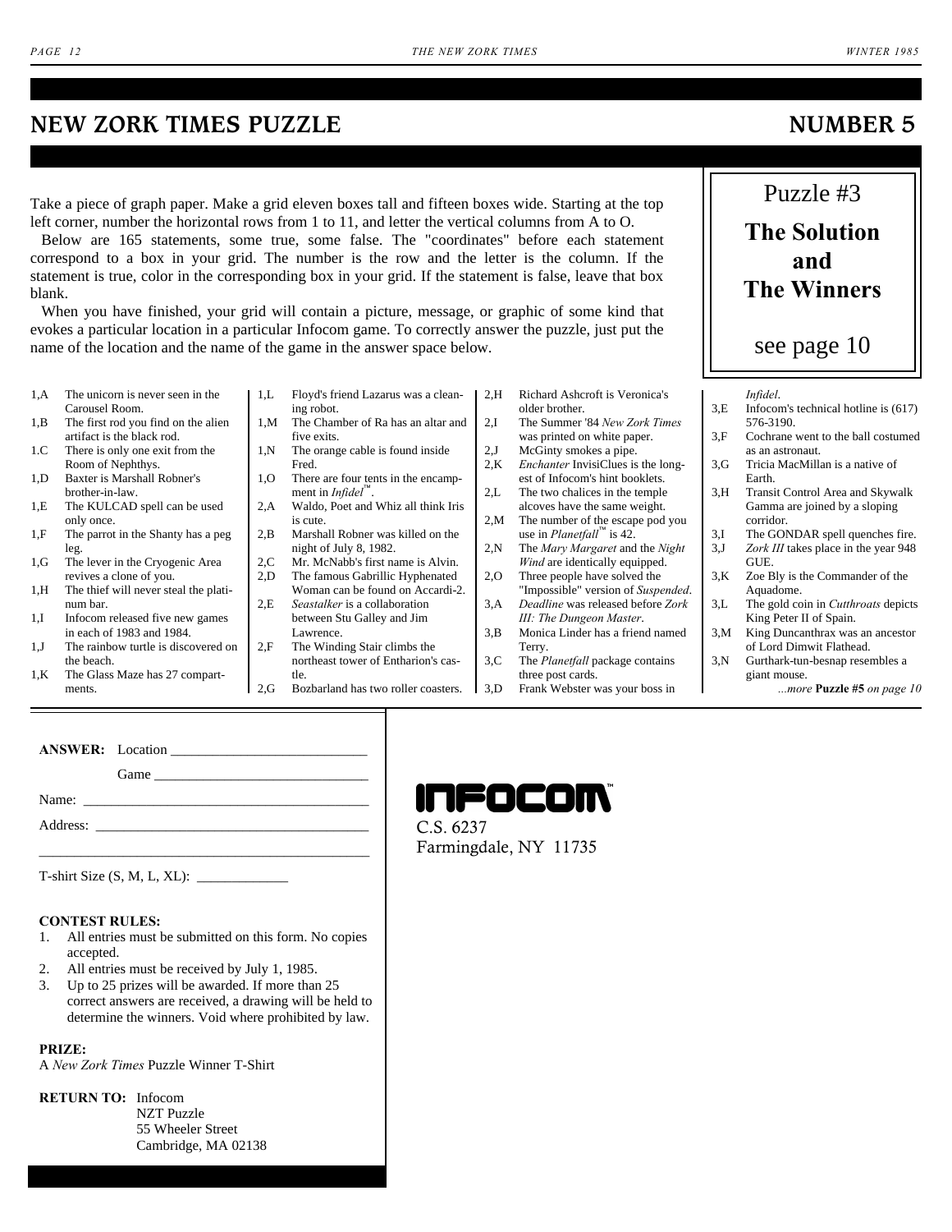# NEW ZORK TIMES PUZZLE NUMBER 5

**Puzzle #3**

**The Solution and The Winners**

see page 10

Take a piece of graph paper. Make a grid eleven boxes tall and fifteen boxes wide. Starting at the top left corner, number the horizontal rows from 1 to 11, and letter the vertical columns from A to O.

Below are 165 statements, some true, some false. The "coordinates" before each statement correspond to a box in your grid. The number is the row and the letter is the column. If the statement is true, color in the corresponding box in your grid. If the statement is false, leave that box blank.

When you have finished, your grid will contain a picture, message, or graphic of some kind that evokes a particular location in a particular Infocom game. To correctly answer the puzzle, just put the name of the location and the name of the game in the answer space below.

1,A The unicorn is never seen in the Carousel Room.
1,B The first rod you find on the alien artifact is the black rod.
1.C There is only one exit from the Room of Nephthys.
1,D Baxter is Marshall Robner's brother-in-law.
1,E The KULCAD spell can be used only once.
1,F The parrot in the Shanty has a peg leg.
1,G The lever in the Cryogenic Area revives a clone of you.
1,H The thief will never steal the platinum bar.
1,I Infocom released five new games in each of 1983 and 1984.
1,J The rainbow turtle is discovered on the beach.
1,K The Glass Maze has 27 compartments.
1,L Floyd's friend Lazarus was a cleaning robot.
1,M The Chamber of Ra has an altar and five exits.
1,N The orange cable is found inside Fred.
1,O There are four tents in the encampment in *Infidel*™.
2,A Waldo, Poet and Whiz all think Iris is cute.
2,B Marshall Robner was killed on the night of July 8, 1982.
2,C Mr. McNabb's first name is Alvin.
2,D The famous Gabrillic Hyphenated Woman can be found on Accardi-2.
2,E *Seastalker* is a collaboration between Stu Galley and Jim Lawrence.
2,F The Winding Stair climbs the northeast tower of Entharion's castle.
2,G Bozbarland has two roller coasters.
2,H Richard Ashcroft is Veronica's older brother.
2,I The Summer '84 *New Zork Times* was printed on white paper.
2,J McGinty smokes a pipe.
2,K *Enchanter* InvisiClues is the longest of Infocom's hint booklets.
2,L The two chalices in the temple alcoves have the same weight.
2,M The number of the escape pod you use in *Planetfall*™ is 42.
2,N The *Mary Margaret* and the *Night Wind* are identically equipped.
2,O Three people have solved the "Impossible" version of *Suspended*.
3,A *Deadline* was released before *Zork III: The Dungeon Master*.
3,B Monica Linder has a friend named Terry.
3,C The *Planetfall* package contains three post cards.
3,D Frank Webster was your boss in *Infidel*.
3,E Infocom's technical hotline is (617) 576-3190.
3,F Cochrane went to the ball costumed as an astronaut.
3,G Tricia MacMillan is a native of Earth.
3,H Transit Control Area and Skywalk Gamma are joined by a sloping corridor.
3,I The GONDAR spell quenches fire.
3,J *Zork III* takes place in the year 948 GUE.
3,K Zoe Bly is the Commander of the Aquadome.
3,L The gold coin in *Cutthroats* depicts King Peter II of Spain.
3,M King Duncanthrax was an ancestor of Lord Dimwit Flathead.
3,N Gurthark-tun-besnap resembles a giant mouse.

*...more* **Puzzle #5** *on page 10*

**ANSWER:** Location ____________________________

Game ______________________________

Name: ________________________________________

Address: ______________________________________

______________________________________________

T-shirt Size (S, M, L, XL): _____________

**CONTEST RULES:**

1. All entries must be submitted on this form. No copies accepted.
2. All entries must be received by July 1, 1985.
3. Up to 25 prizes will be awarded. If more than 25 correct answers are received, a drawing will be held to determine the winners. Void where prohibited by law.

**PRIZE:**
A *New Zork Times* Puzzle Winner T-Shirt

**RETURN TO:** Infocom
NZT Puzzle
55 Wheeler Street
Cambridge, MA 02138

INFOCOM™
C.S. 6237
Farmingdale, NY 11735